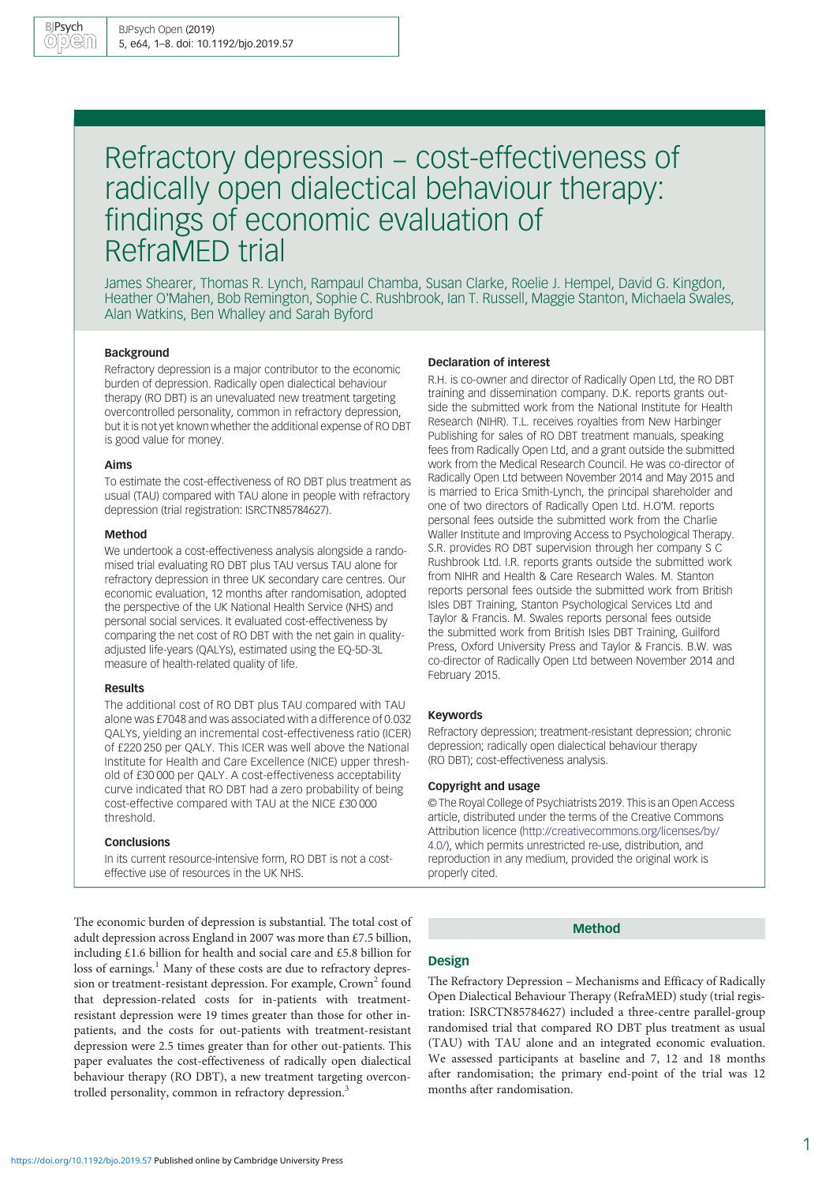# Refractory depression – cost-effectiveness of radically open dialectical behaviour therapy: findings of economic evaluation of RefraMED trial

James Shearer, Thomas R. Lynch, Rampaul Chamba, Susan Clarke, Roelie J. Hempel, David G. Kingdon, Heather O'Mahen, Bob Remington, Sophie C. Rushbrook, Ian T. Russell, Maggie Stanton, Michaela Swales, Alan Watkins, Ben Whalley and Sarah Byford

### Background

Refractory depression is a major contributor to the economic burden of depression. Radically open dialectical behaviour therapy (RO DBT) is an unevaluated new treatment targeting overcontrolled personality, common in refractory depression, but it is not yet known whether the additional expense of RO DBT is good value for money.

### Aims

To estimate the cost-effectiveness of RO DBT plus treatment as usual (TAU) compared with TAU alone in people with refractory depression (trial registration: ISRCTN85784627).

### Method

We undertook a cost-effectiveness analysis alongside a randomised trial evaluating RO DBT plus TAU versus TAU alone for refractory depression in three UK secondary care centres. Our economic evaluation, 12 months after randomisation, adopted the perspective of the UK National Health Service (NHS) and personal social services. It evaluated cost-effectiveness by comparing the net cost of RO DBT with the net gain in quality-adjusted life-years (QALYs), estimated using the EQ-5D-3L measure of health-related quality of life.

### Results

The additional cost of RO DBT plus TAU compared with TAU alone was £7048 and was associated with a difference of 0.032 QALYs, yielding an incremental cost-effectiveness ratio (ICER) of £220 250 per QALY. This ICER was well above the National Institute for Health and Care Excellence (NICE) upper threshold of £30 000 per QALY. A cost-effectiveness acceptability curve indicated that RO DBT had a zero probability of being cost-effective compared with TAU at the NICE £30 000 threshold.

### Conclusions

In its current resource-intensive form, RO DBT is not a cost-effective use of resources in the UK NHS.

### Declaration of interest

R.H. is co-owner and director of Radically Open Ltd, the RO DBT training and dissemination company. D.K. reports grants outside the submitted work from the National Institute for Health Research (NIHR). T.L. receives royalties from New Harbinger Publishing for sales of RO DBT treatment manuals, speaking fees from Radically Open Ltd, and a grant outside the submitted work from the Medical Research Council. He was co-director of Radically Open Ltd between November 2014 and May 2015 and is married to Erica Smith-Lynch, the principal shareholder and one of two directors of Radically Open Ltd. H.O'M. reports personal fees outside the submitted work from the Charlie Waller Institute and Improving Access to Psychological Therapy. S.R. provides RO DBT supervision through her company S C Rushbrook Ltd. I.R. reports grants outside the submitted work from NIHR and Health & Care Research Wales. M. Stanton reports personal fees outside the submitted work from British Isles DBT Training, Stanton Psychological Services Ltd and Taylor & Francis. M. Swales reports personal fees outside the submitted work from British Isles DBT Training, Guilford Press, Oxford University Press and Taylor & Francis. B.W. was co-director of Radically Open Ltd between November 2014 and February 2015.

### Keywords

Refractory depression; treatment-resistant depression; chronic depression; radically open dialectical behaviour therapy (RO DBT); cost-effectiveness analysis.

### Copyright and usage

© The Royal College of Psychiatrists 2019. This is an Open Access article, distributed under the terms of the Creative Commons Attribution licence (http://creativecommons.org/licenses/by/4.0/), which permits unrestricted re-use, distribution, and reproduction in any medium, provided the original work is properly cited.

The economic burden of depression is substantial. The total cost of adult depression across England in 2007 was more than £7.5 billion, including £1.6 billion for health and social care and £5.8 billion for loss of earnings.[1] Many of these costs are due to refractory depression or treatment-resistant depression. For example, Crown[2] found that depression-related costs for in-patients with treatment-resistant depression were 19 times greater than those for other in-patients, and the costs for out-patients with treatment-resistant depression were 2.5 times greater than for other out-patients. This paper evaluates the cost-effectiveness of radically open dialectical behaviour therapy (RO DBT), a new treatment targeting overcontrolled personality, common in refractory depression.[3]

## Method

### Design

The Refractory Depression – Mechanisms and Efficacy of Radically Open Dialectical Behaviour Therapy (RefraMED) study (trial registration: ISRCTN85784627) included a three-centre parallel-group randomised trial that compared RO DBT plus treatment as usual (TAU) with TAU alone and an integrated economic evaluation. We assessed participants at baseline and 7, 12 and 18 months after randomisation; the primary end-point of the trial was 12 months after randomisation.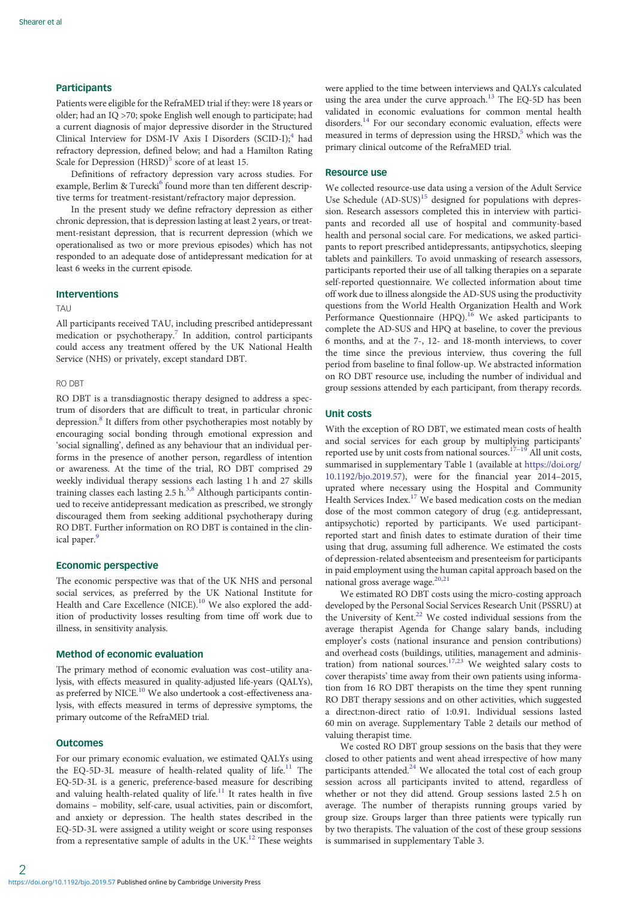## Participants

Patients were eligible for the RefraMED trial if they: were 18 years or older; had an IQ >70; spoke English well enough to participate; had a current diagnosis of major depressive disorder in the Structured Clinical Interview for DSM-IV Axis I Disorders (SCID-I);[4] had refractory depression, defined below; and had a Hamilton Rating Scale for Depression (HRSD)[5] score of at least 15.

Definitions of refractory depression vary across studies. For example, Berlim & Turecki[6] found more than ten different descriptive terms for treatment-resistant/refractory major depression.

In the present study we define refractory depression as either chronic depression, that is depression lasting at least 2 years, or treatment-resistant depression, that is recurrent depression (which we operationalised as two or more previous episodes) which has not responded to an adequate dose of antidepressant medication for at least 6 weeks in the current episode.

## Interventions

### TAU

All participants received TAU, including prescribed antidepressant medication or psychotherapy.[7] In addition, control participants could access any treatment offered by the UK National Health Service (NHS) or privately, except standard DBT.

### RO DBT

RO DBT is a transdiagnostic therapy designed to address a spectrum of disorders that are difficult to treat, in particular chronic depression.[8] It differs from other psychotherapies most notably by encouraging social bonding through emotional expression and 'social signalling', defined as any behaviour that an individual performs in the presence of another person, regardless of intention or awareness. At the time of the trial, RO DBT comprised 29 weekly individual therapy sessions each lasting 1 h and 27 skills training classes each lasting 2.5 h.[3,8] Although participants continued to receive antidepressant medication as prescribed, we strongly discouraged them from seeking additional psychotherapy during RO DBT. Further information on RO DBT is contained in the clinical paper.[9]

## Economic perspective

The economic perspective was that of the UK NHS and personal social services, as preferred by the UK National Institute for Health and Care Excellence (NICE).[10] We also explored the addition of productivity losses resulting from time off work due to illness, in sensitivity analysis.

## Method of economic evaluation

The primary method of economic evaluation was cost–utility analysis, with effects measured in quality-adjusted life-years (QALYs), as preferred by NICE.[10] We also undertook a cost-effectiveness analysis, with effects measured in terms of depressive symptoms, the primary outcome of the RefraMED trial.

## Outcomes

For our primary economic evaluation, we estimated QALYs using the EQ-5D-3L measure of health-related quality of life.[11] The EQ-5D-3L is a generic, preference-based measure for describing and valuing health-related quality of life.[11] It rates health in five domains – mobility, self-care, usual activities, pain or discomfort, and anxiety or depression. The health states described in the EQ-5D-3L were assigned a utility weight or score using responses from a representative sample of adults in the UK.[12] These weights were applied to the time between interviews and QALYs calculated using the area under the curve approach.[13] The EQ-5D has been validated in economic evaluations for common mental health disorders.[14] For our secondary economic evaluation, effects were measured in terms of depression using the HRSD,[5] which was the primary clinical outcome of the RefraMED trial.

## Resource use

We collected resource-use data using a version of the Adult Service Use Schedule (AD-SUS)[15] designed for populations with depression. Research assessors completed this in interview with participants and recorded all use of hospital and community-based health and personal social care. For medications, we asked participants to report prescribed antidepressants, antipsychotics, sleeping tablets and painkillers. To avoid unmasking of research assessors, participants reported their use of all talking therapies on a separate self-reported questionnaire. We collected information about time off work due to illness alongside the AD-SUS using the productivity questions from the World Health Organization Health and Work Performance Questionnaire (HPQ).[16] We asked participants to complete the AD-SUS and HPQ at baseline, to cover the previous 6 months, and at the 7-, 12- and 18-month interviews, to cover the time since the previous interview, thus covering the full period from baseline to final follow-up. We abstracted information on RO DBT resource use, including the number of individual and group sessions attended by each participant, from therapy records.

## Unit costs

With the exception of RO DBT, we estimated mean costs of health and social services for each group by multiplying participants' reported use by unit costs from national sources.[17–19] All unit costs, summarised in supplementary Table 1 (available at https://doi.org/10.1192/bjo.2019.57), were for the financial year 2014–2015, uprated where necessary using the Hospital and Community Health Services Index.[17] We based medication costs on the median dose of the most common category of drug (e.g. antidepressant, antipsychotic) reported by participants. We used participant-reported start and finish dates to estimate duration of their time using that drug, assuming full adherence. We estimated the costs of depression-related absenteeism and presenteeism for participants in paid employment using the human capital approach based on the national gross average wage.[20,21]

We estimated RO DBT costs using the micro-costing approach developed by the Personal Social Services Research Unit (PSSRU) at the University of Kent.[22] We costed individual sessions from the average therapist Agenda for Change salary bands, including employer's costs (national insurance and pension contributions) and overhead costs (buildings, utilities, management and administration) from national sources.[17,23] We weighted salary costs to cover therapists' time away from their own patients using information from 16 RO DBT therapists on the time they spent running RO DBT therapy sessions and on other activities, which suggested a direct:non-direct ratio of 1:0.91. Individual sessions lasted 60 min on average. Supplementary Table 2 details our method of valuing therapist time.

We costed RO DBT group sessions on the basis that they were closed to other patients and went ahead irrespective of how many participants attended.[24] We allocated the total cost of each group session across all participants invited to attend, regardless of whether or not they did attend. Group sessions lasted 2.5 h on average. The number of therapists running groups varied by group size. Groups larger than three patients were typically run by two therapists. The valuation of the cost of these group sessions is summarised in supplementary Table 3.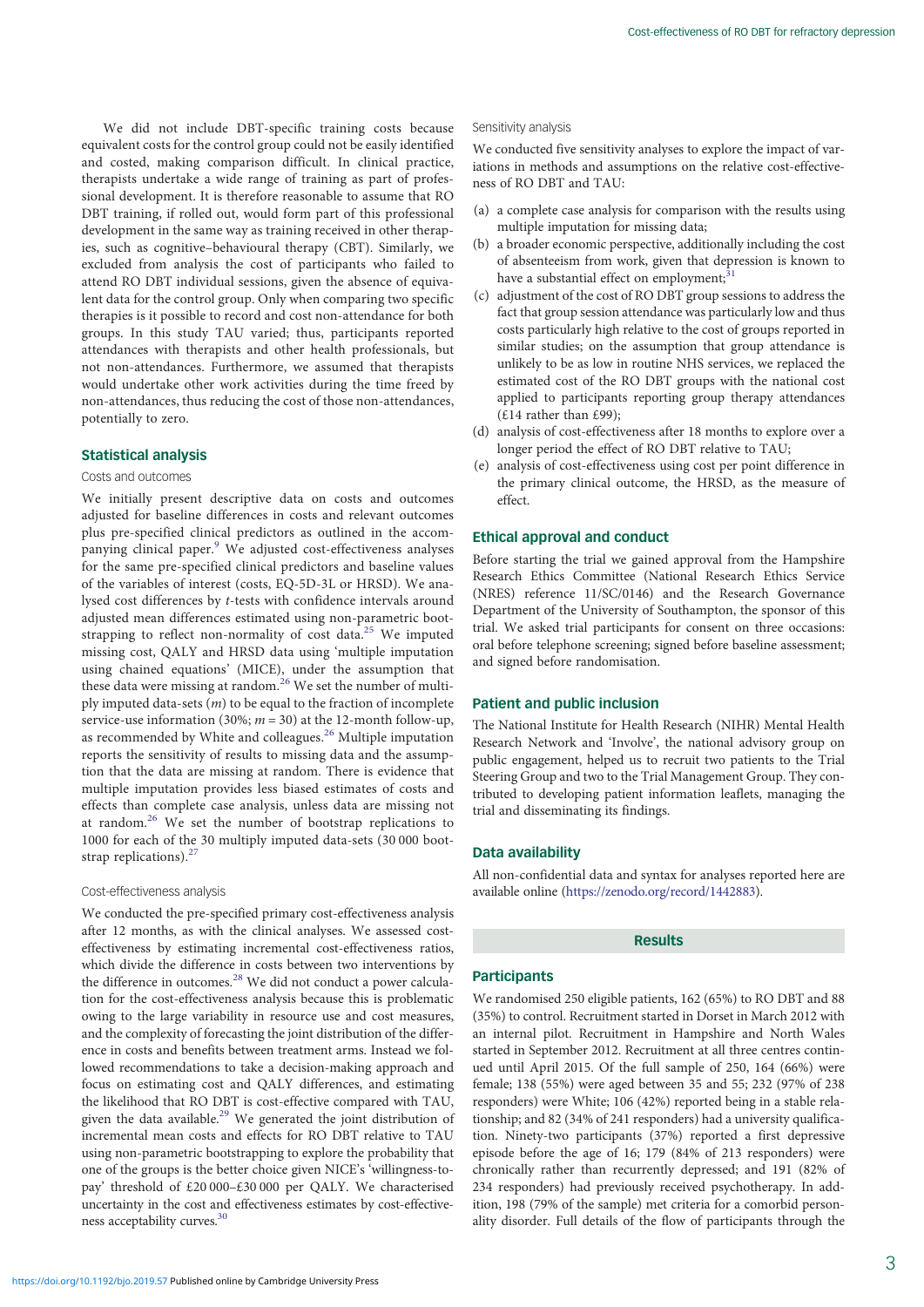We did not include DBT-specific training costs because equivalent costs for the control group could not be easily identified and costed, making comparison difficult. In clinical practice, therapists undertake a wide range of training as part of professional development. It is therefore reasonable to assume that RO DBT training, if rolled out, would form part of this professional development in the same way as training received in other therapies, such as cognitive–behavioural therapy (CBT). Similarly, we excluded from analysis the cost of participants who failed to attend RO DBT individual sessions, given the absence of equivalent data for the control group. Only when comparing two specific therapies is it possible to record and cost non-attendance for both groups. In this study TAU varied; thus, participants reported attendances with therapists and other health professionals, but not non-attendances. Furthermore, we assumed that therapists would undertake other work activities during the time freed by non-attendances, thus reducing the cost of those non-attendances, potentially to zero.

## Statistical analysis

### Costs and outcomes

We initially present descriptive data on costs and outcomes adjusted for baseline differences in costs and relevant outcomes plus pre-specified clinical predictors as outlined in the accompanying clinical paper.[9] We adjusted cost-effectiveness analyses for the same pre-specified clinical predictors and baseline values of the variables of interest (costs, EQ-5D-3L or HRSD). We analysed cost differences by *t*-tests with confidence intervals around adjusted mean differences estimated using non-parametric bootstrapping to reflect non-normality of cost data.[25] We imputed missing cost, QALY and HRSD data using 'multiple imputation using chained equations' (MICE), under the assumption that these data were missing at random.[26] We set the number of multiply imputed data-sets ($m$) to be equal to the fraction of incomplete service-use information (30%; $m = 30$) at the 12-month follow-up, as recommended by White and colleagues.[26] Multiple imputation reports the sensitivity of results to missing data and the assumption that the data are missing at random. There is evidence that multiple imputation provides less biased estimates of costs and effects than complete case analysis, unless data are missing not at random.[26] We set the number of bootstrap replications to 1000 for each of the 30 multiply imputed data-sets (30 000 bootstrap replications).[27]

### Cost-effectiveness analysis

We conducted the pre-specified primary cost-effectiveness analysis after 12 months, as with the clinical analyses. We assessed cost-effectiveness by estimating incremental cost-effectiveness ratios, which divide the difference in costs between two interventions by the difference in outcomes.[28] We did not conduct a power calculation for the cost-effectiveness analysis because this is problematic owing to the large variability in resource use and cost measures, and the complexity of forecasting the joint distribution of the difference in costs and benefits between treatment arms. Instead we followed recommendations to take a decision-making approach and focus on estimating cost and QALY differences, and estimating the likelihood that RO DBT is cost-effective compared with TAU, given the data available.[29] We generated the joint distribution of incremental mean costs and effects for RO DBT relative to TAU using non-parametric bootstrapping to explore the probability that one of the groups is the better choice given NICE's 'willingness-to-pay' threshold of £20 000–£30 000 per QALY. We characterised uncertainty in the cost and effectiveness estimates by cost-effectiveness acceptability curves.[30]

### Sensitivity analysis

We conducted five sensitivity analyses to explore the impact of variations in methods and assumptions on the relative cost-effectiveness of RO DBT and TAU:

(a) a complete case analysis for comparison with the results using multiple imputation for missing data;
(b) a broader economic perspective, additionally including the cost of absenteeism from work, given that depression is known to have a substantial effect on employment;[31]
(c) adjustment of the cost of RO DBT group sessions to address the fact that group session attendance was particularly low and thus costs particularly high relative to the cost of groups reported in similar studies; on the assumption that group attendance is unlikely to be as low in routine NHS services, we replaced the estimated cost of the RO DBT groups with the national cost applied to participants reporting group therapy attendances (£14 rather than £99);
(d) analysis of cost-effectiveness after 18 months to explore over a longer period the effect of RO DBT relative to TAU;
(e) analysis of cost-effectiveness using cost per point difference in the primary clinical outcome, the HRSD, as the measure of effect.

## Ethical approval and conduct

Before starting the trial we gained approval from the Hampshire Research Ethics Committee (National Research Ethics Service (NRES) reference 11/SC/0146) and the Research Governance Department of the University of Southampton, the sponsor of this trial. We asked trial participants for consent on three occasions: oral before telephone screening; signed before baseline assessment; and signed before randomisation.

## Patient and public inclusion

The National Institute for Health Research (NIHR) Mental Health Research Network and 'Involve', the national advisory group on public engagement, helped us to recruit two patients to the Trial Steering Group and two to the Trial Management Group. They contributed to developing patient information leaflets, managing the trial and disseminating its findings.

## Data availability

All non-confidential data and syntax for analyses reported here are available online (https://zenodo.org/record/1442883).

# Results

## Participants

We randomised 250 eligible patients, 162 (65%) to RO DBT and 88 (35%) to control. Recruitment started in Dorset in March 2012 with an internal pilot. Recruitment in Hampshire and North Wales started in September 2012. Recruitment at all three centres continued until April 2015. Of the full sample of 250, 164 (66%) were female; 138 (55%) were aged between 35 and 55; 232 (97% of 238 responders) were White; 106 (42%) reported being in a stable relationship; and 82 (34% of 241 responders) had a university qualification. Ninety-two participants (37%) reported a first depressive episode before the age of 16; 179 (84% of 213 responders) were chronically rather than recurrently depressed; and 191 (82% of 234 responders) had previously received psychotherapy. In addition, 198 (79% of the sample) met criteria for a comorbid personality disorder. Full details of the flow of participants through the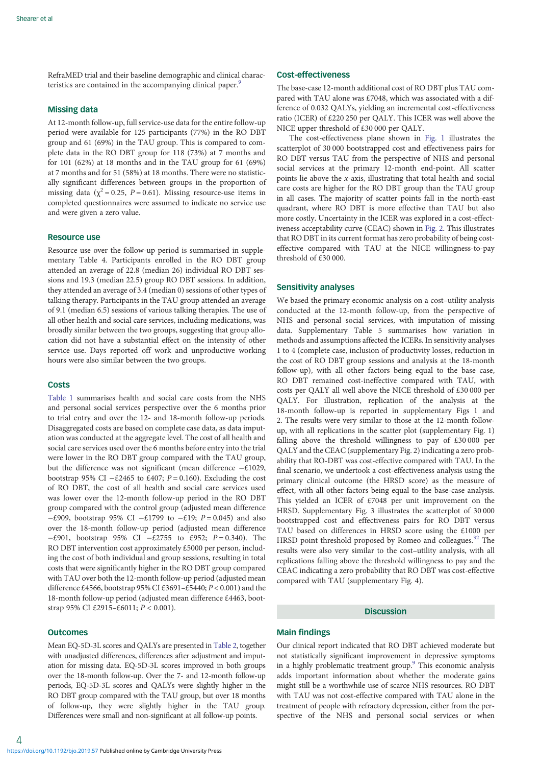RefraMED trial and their baseline demographic and clinical characteristics are contained in the accompanying clinical paper.[9]

### Missing data

At 12-month follow-up, full service-use data for the entire follow-up period were available for 125 participants (77%) in the RO DBT group and 61 (69%) in the TAU group. This is compared to complete data in the RO DBT group for 118 (73%) at 7 months and for 101 (62%) at 18 months and in the TAU group for 61 (69%) at 7 months and for 51 (58%) at 18 months. There were no statistically significant differences between groups in the proportion of missing data ($\chi^2 = 0.25$, $P = 0.61$). Missing resource-use items in completed questionnaires were assumed to indicate no service use and were given a zero value.

### Resource use

Resource use over the follow-up period is summarised in supplementary Table 4. Participants enrolled in the RO DBT group attended an average of 22.8 (median 26) individual RO DBT sessions and 19.3 (median 22.5) group RO DBT sessions. In addition, they attended an average of 3.4 (median 0) sessions of other types of talking therapy. Participants in the TAU group attended an average of 9.1 (median 6.5) sessions of various talking therapies. The use of all other health and social care services, including medications, was broadly similar between the two groups, suggesting that group allocation did not have a substantial effect on the intensity of other service use. Days reported off work and unproductive working hours were also similar between the two groups.

### Costs

Table 1 summarises health and social care costs from the NHS and personal social services perspective over the 6 months prior to trial entry and over the 12- and 18-month follow-up periods. Disaggregated costs are based on complete case data, as data imputation was conducted at the aggregate level. The cost of all health and social care services used over the 6 months before entry into the trial were lower in the RO DBT group compared with the TAU group, but the difference was not significant (mean difference −£1029, bootstrap 95% CI −£2465 to £407; $P = 0.160$). Excluding the cost of RO DBT, the cost of all health and social care services used was lower over the 12-month follow-up period in the RO DBT group compared with the control group (adjusted mean difference −£909, bootstrap 95% CI −£1799 to −£19; $P = 0.045$) and also over the 18-month follow-up period (adjusted mean difference −£901, bootstrap 95% CI −£2755 to £952; $P = 0.340$). The RO DBT intervention cost approximately £5000 per person, including the cost of both individual and group sessions, resulting in total costs that were significantly higher in the RO DBT group compared with TAU over both the 12-month follow-up period (adjusted mean difference £4566, bootstrap 95% CI £3691–£5440; $P < 0.001$) and the 18-month follow-up period (adjusted mean difference £4463, bootstrap 95% CI £2915–£6011; $P < 0.001$).

### Outcomes

Mean EQ-5D-3L scores and QALYs are presented in Table 2, together with unadjusted differences, differences after adjustment and imputation for missing data. EQ-5D-3L scores improved in both groups over the 18-month follow-up. Over the 7- and 12-month follow-up periods, EQ-5D-3L scores and QALYs were slightly higher in the RO DBT group compared with the TAU group, but over 18 months of follow-up, they were slightly higher in the TAU group. Differences were small and non-significant at all follow-up points.

### Cost-effectiveness

The base-case 12-month additional cost of RO DBT plus TAU compared with TAU alone was £7048, which was associated with a difference of 0.032 QALYs, yielding an incremental cost-effectiveness ratio (ICER) of £220 250 per QALY. This ICER was well above the NICE upper threshold of £30 000 per QALY.

The cost-effectiveness plane shown in Fig. 1 illustrates the scatterplot of 30 000 bootstrapped cost and effectiveness pairs for RO DBT versus TAU from the perspective of NHS and personal social services at the primary 12-month end-point. All scatter points lie above the *x*-axis, illustrating that total health and social care costs are higher for the RO DBT group than the TAU group in all cases. The majority of scatter points fall in the north-east quadrant, where RO DBT is more effective than TAU but also more costly. Uncertainty in the ICER was explored in a cost-effectiveness acceptability curve (CEAC) shown in Fig. 2. This illustrates that RO DBT in its current format has zero probability of being cost-effective compared with TAU at the NICE willingness-to-pay threshold of £30 000.

### Sensitivity analyses

We based the primary economic analysis on a cost–utility analysis conducted at the 12-month follow-up, from the perspective of NHS and personal social services, with imputation of missing data. Supplementary Table 5 summarises how variation in methods and assumptions affected the ICERs. In sensitivity analyses 1 to 4 (complete case, inclusion of productivity losses, reduction in the cost of RO DBT group sessions and analysis at the 18-month follow-up), with all other factors being equal to the base case, RO DBT remained cost-ineffective compared with TAU, with costs per QALY all well above the NICE threshold of £30 000 per QALY. For illustration, replication of the analysis at the 18-month follow-up is reported in supplementary Figs 1 and 2. The results were very similar to those at the 12-month follow-up, with all replications in the scatter plot (supplementary Fig. 1) falling above the threshold willingness to pay of £30 000 per QALY and the CEAC (supplementary Fig. 2) indicating a zero probability that RO-DBT was cost-effective compared with TAU. In the final scenario, we undertook a cost-effectiveness analysis using the primary clinical outcome (the HRSD score) as the measure of effect, with all other factors being equal to the base-case analysis. This yielded an ICER of £7048 per unit improvement on the HRSD. Supplementary Fig. 3 illustrates the scatterplot of 30 000 bootstrapped cost and effectiveness pairs for RO DBT versus TAU based on differences in HRSD score using the £1000 per HRSD point threshold proposed by Romeo and colleagues.[32] The results were also very similar to the cost–utility analysis, with all replications falling above the threshold willingness to pay and the CEAC indicating a zero probability that RO DBT was cost-effective compared with TAU (supplementary Fig. 4).

## Discussion

### Main findings

Our clinical report indicated that RO DBT achieved moderate but not statistically significant improvement in depressive symptoms in a highly problematic treatment group.[9] This economic analysis adds important information about whether the moderate gains might still be a worthwhile use of scarce NHS resources. RO DBT with TAU was not cost-effective compared with TAU alone in the treatment of people with refractory depression, either from the perspective of the NHS and personal social services or when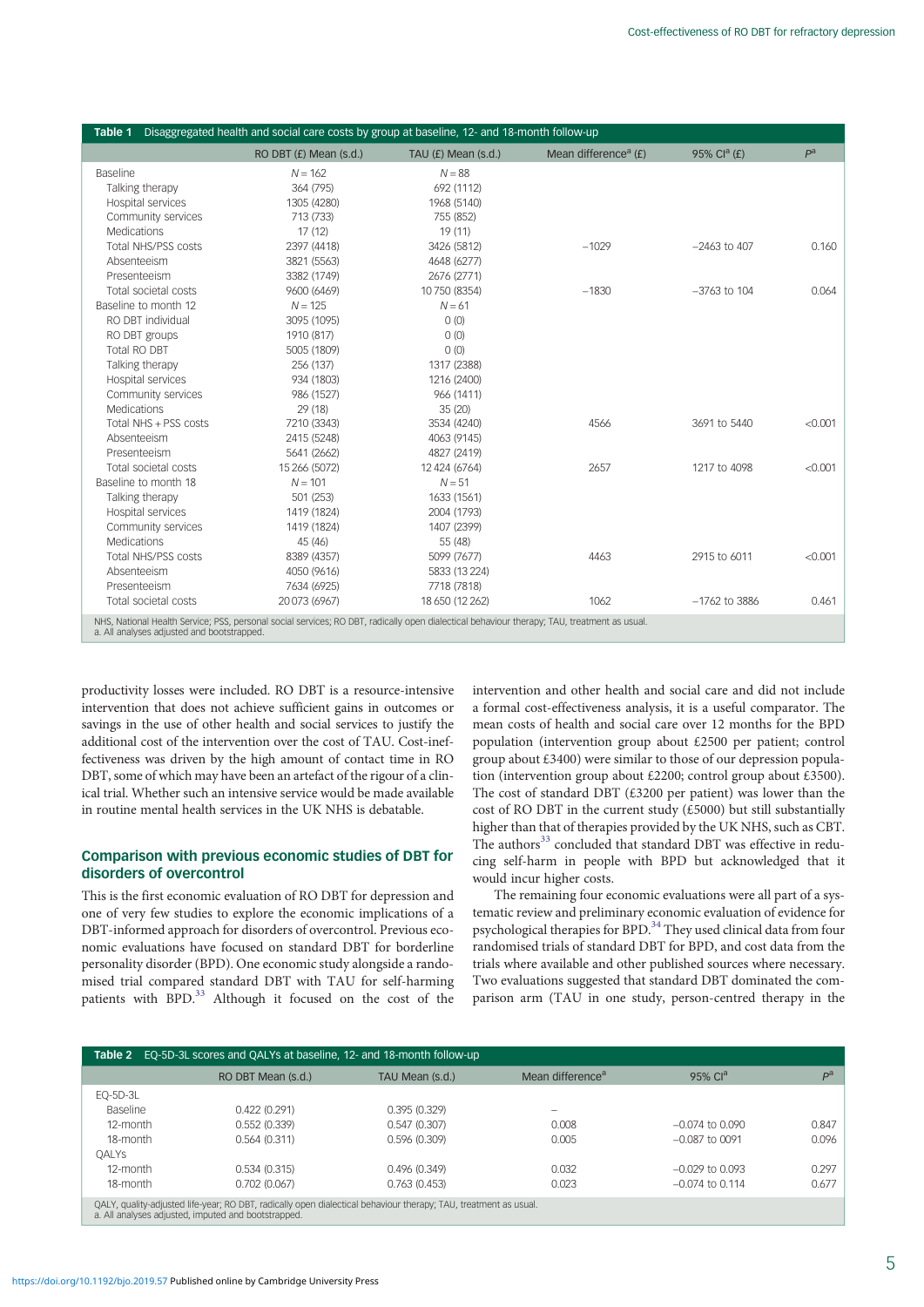**Table 1** Disaggregated health and social care costs by group at baseline, 12- and 18-month follow-up

| | RO DBT (£) Mean (s.d.) | TAU (£) Mean (s.d.) | Mean difference[a] (£) | 95% CI[a] (£) | P[a] |
|---|---|---|---|---|---|
| Baseline | N = 162 | N = 88 | | | |
| Talking therapy | 364 (795) | 692 (1112) | | | |
| Hospital services | 1305 (4280) | 1968 (5140) | | | |
| Community services | 713 (733) | 755 (852) | | | |
| Medications | 17 (12) | 19 (11) | | | |
| Total NHS/PSS costs | 2397 (4418) | 3426 (5812) | −1029 | −2463 to 407 | 0.160 |
| Absenteeism | 3821 (5563) | 4648 (6277) | | | |
| Presenteeism | 3382 (1749) | 2676 (2771) | | | |
| Total societal costs | 9600 (6469) | 10 750 (8354) | −1830 | −3763 to 104 | 0.064 |
| Baseline to month 12 | N = 125 | N = 61 | | | |
| RO DBT individual | 3095 (1095) | 0 (0) | | | |
| RO DBT groups | 1910 (817) | 0 (0) | | | |
| Total RO DBT | 5005 (1809) | 0 (0) | | | |
| Talking therapy | 256 (137) | 1317 (2388) | | | |
| Hospital services | 934 (1803) | 1216 (2400) | | | |
| Community services | 986 (1527) | 966 (1411) | | | |
| Medications | 29 (18) | 35 (20) | | | |
| Total NHS + PSS costs | 7210 (3343) | 3534 (4240) | 4566 | 3691 to 5440 | <0.001 |
| Absenteeism | 2415 (5248) | 4063 (9145) | | | |
| Presenteeism | 5641 (2662) | 4827 (2419) | | | |
| Total societal costs | 15 266 (5072) | 12 424 (6764) | 2657 | 1217 to 4098 | <0.001 |
| Baseline to month 18 | N = 101 | N = 51 | | | |
| Talking therapy | 501 (253) | 1633 (1561) | | | |
| Hospital services | 1419 (1824) | 2004 (1793) | | | |
| Community services | 1419 (1824) | 1407 (2399) | | | |
| Medications | 45 (46) | 55 (48) | | | |
| Total NHS/PSS costs | 8389 (4357) | 5099 (7677) | 4463 | 2915 to 6011 | <0.001 |
| Absenteeism | 4050 (9616) | 5833 (13 224) | | | |
| Presenteeism | 7634 (6925) | 7718 (7818) | | | |
| Total societal costs | 20 073 (6967) | 18 650 (12 262) | 1062 | −1762 to 3886 | 0.461 |

NHS, National Health Service; PSS, personal social services; RO DBT, radically open dialectical behaviour therapy; TAU, treatment as usual.
a. All analyses adjusted and bootstrapped.

productivity losses were included. RO DBT is a resource-intensive intervention that does not achieve sufficient gains in outcomes or savings in the use of other health and social services to justify the additional cost of the intervention over the cost of TAU. Cost-ineffectiveness was driven by the high amount of contact time in RO DBT, some of which may have been an artefact of the rigour of a clinical trial. Whether such an intensive service would be made available in routine mental health services in the UK NHS is debatable.

## Comparison with previous economic studies of DBT for disorders of overcontrol

This is the first economic evaluation of RO DBT for depression and one of very few studies to explore the economic implications of a DBT-informed approach for disorders of overcontrol. Previous economic evaluations have focused on standard DBT for borderline personality disorder (BPD). One economic study alongside a randomised trial compared standard DBT with TAU for self-harming patients with BPD.[33] Although it focused on the cost of the intervention and other health and social care and did not include a formal cost-effectiveness analysis, it is a useful comparator. The mean costs of health and social care over 12 months for the BPD population (intervention group about £2500 per patient; control group about £3400) were similar to those of our depression population (intervention group about £2200; control group about £3500). The cost of standard DBT (£3200 per patient) was lower than the cost of RO DBT in the current study (£5000) but still substantially higher than that of therapies provided by the UK NHS, such as CBT. The authors[33] concluded that standard DBT was effective in reducing self-harm in people with BPD but acknowledged that it would incur higher costs.

The remaining four economic evaluations were all part of a systematic review and preliminary economic evaluation of evidence for psychological therapies for BPD.[34] They used clinical data from four randomised trials of standard DBT for BPD, and cost data from the trials where available and other published sources where necessary. Two evaluations suggested that standard DBT dominated the comparison arm (TAU in one study, person-centred therapy in the

**Table 2** EQ-5D-3L scores and QALYs at baseline, 12- and 18-month follow-up

| | RO DBT Mean (s.d.) | TAU Mean (s.d.) | Mean difference[a] | 95% CI[a] | P[a] |
|---|---|---|---|---|---|
| EQ-5D-3L | | | | | |
| Baseline | 0.422 (0.291) | 0.395 (0.329) | – | | |
| 12-month | 0.552 (0.339) | 0.547 (0.307) | 0.008 | −0.074 to 0.090 | 0.847 |
| 18-month | 0.564 (0.311) | 0.596 (0.309) | 0.005 | −0.087 to 0091 | 0.096 |
| QALYs | | | | | |
| 12-month | 0.534 (0.315) | 0.496 (0.349) | 0.032 | −0.029 to 0.093 | 0.297 |
| 18-month | 0.702 (0.067) | 0.763 (0.453) | 0.023 | −0.074 to 0.114 | 0.677 |

QALY, quality-adjusted life-year; RO DBT, radically open dialectical behaviour therapy; TAU, treatment as usual.
a. All analyses adjusted, imputed and bootstrapped.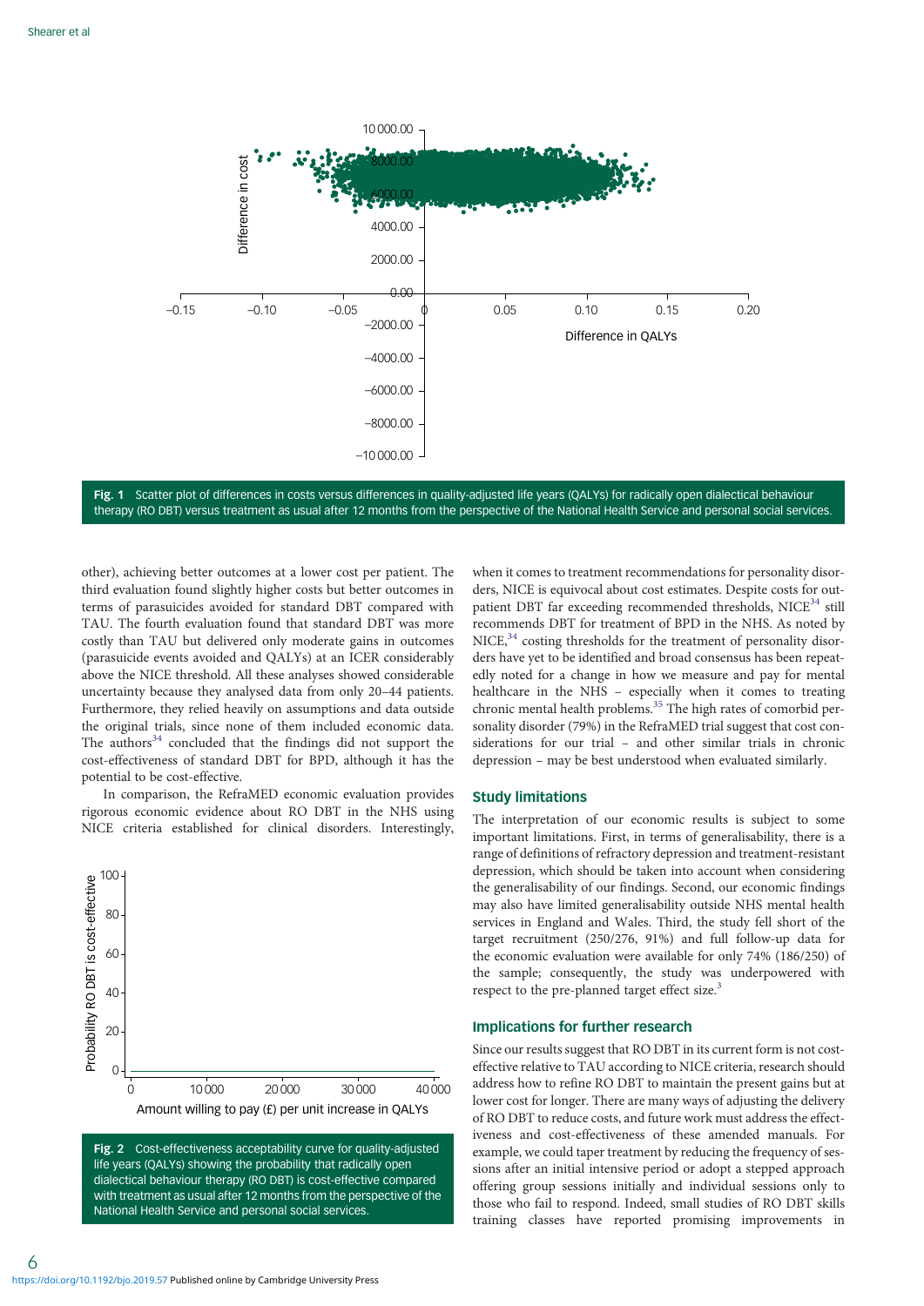Fig. 1 Scatter plot of differences in costs versus differences in quality-adjusted life years (QALYs) for radically open dialectical behaviour therapy (RO DBT) versus treatment as usual after 12 months from the perspective of the National Health Service and personal social services.

other), achieving better outcomes at a lower cost per patient. The third evaluation found slightly higher costs but better outcomes in terms of parasuicides avoided for standard DBT compared with TAU. The fourth evaluation found that standard DBT was more costly than TAU but delivered only moderate gains in outcomes (parasuicide events avoided and QALYs) at an ICER considerably above the NICE threshold. All these analyses showed considerable uncertainty because they analysed data from only 20–44 patients. Furthermore, they relied heavily on assumptions and data outside the original trials, since none of them included economic data. The authors[34] concluded that the findings did not support the cost-effectiveness of standard DBT for BPD, although it has the potential to be cost-effective.

In comparison, the RefraMED economic evaluation provides rigorous economic evidence about RO DBT in the NHS using NICE criteria established for clinical disorders. Interestingly, when it comes to treatment recommendations for personality disorders, NICE is equivocal about cost estimates. Despite costs for outpatient DBT far exceeding recommended thresholds, NICE[34] still recommends DBT for treatment of BPD in the NHS. As noted by NICE,[34] costing thresholds for the treatment of personality disorders have yet to be identified and broad consensus has been repeatedly noted for a change in how we measure and pay for mental healthcare in the NHS – especially when it comes to treating chronic mental health problems.[35] The high rates of comorbid personality disorder (79%) in the RefraMED trial suggest that cost considerations for our trial – and other similar trials in chronic depression – may be best understood when evaluated similarly.

Fig. 2 Cost-effectiveness acceptability curve for quality-adjusted life years (QALYs) showing the probability that radically open dialectical behaviour therapy (RO DBT) is cost-effective compared with treatment as usual after 12 months from the perspective of the National Health Service and personal social services.

### Study limitations

The interpretation of our economic results is subject to some important limitations. First, in terms of generalisability, there is a range of definitions of refractory depression and treatment-resistant depression, which should be taken into account when considering the generalisability of our findings. Second, our economic findings may also have limited generalisability outside NHS mental health services in England and Wales. Third, the study fell short of the target recruitment (250/276, 91%) and full follow-up data for the economic evaluation were available for only 74% (186/250) of the sample; consequently, the study was underpowered with respect to the pre-planned target effect size.[3]

### Implications for further research

Since our results suggest that RO DBT in its current form is not cost-effective relative to TAU according to NICE criteria, research should address how to refine RO DBT to maintain the present gains but at lower cost for longer. There are many ways of adjusting the delivery of RO DBT to reduce costs, and future work must address the effectiveness and cost-effectiveness of these amended manuals. For example, we could taper treatment by reducing the frequency of sessions after an initial intensive period or adopt a stepped approach offering group sessions initially and individual sessions only to those who fail to respond. Indeed, small studies of RO DBT skills training classes have reported promising improvements in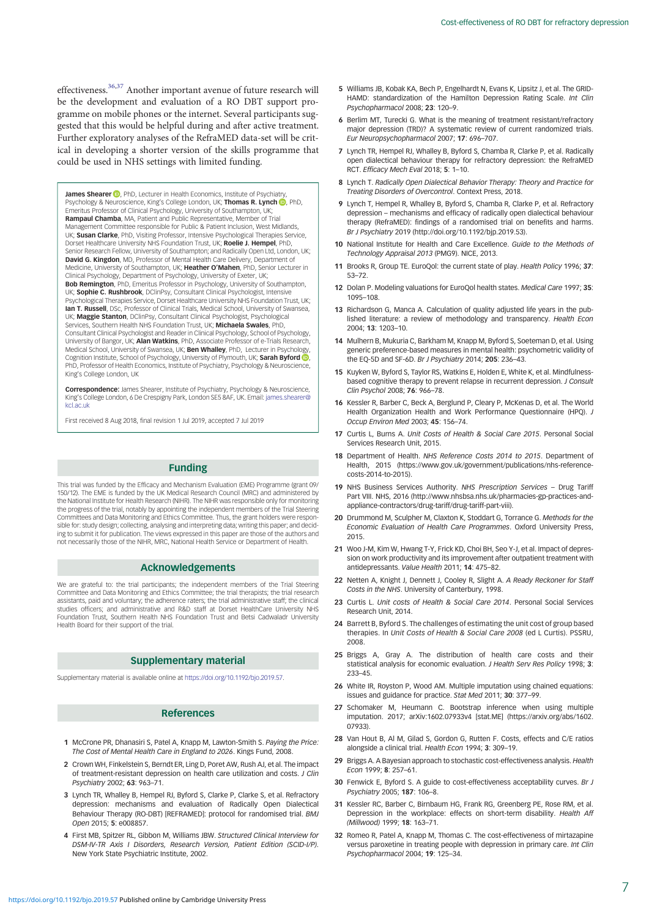effectiveness.[36,37] Another important avenue of future research will be the development and evaluation of a RO DBT support programme on mobile phones or the internet. Several participants suggested that this would be helpful during and after active treatment. Further exploratory analyses of the RefraMED data-set will be critical in developing a shorter version of the skills programme that could be used in NHS settings with limited funding.

**James Shearer**, PhD, Lecturer in Health Economics, Institute of Psychiatry, Psychology & Neuroscience, King's College London, UK; **Thomas R. Lynch**, PhD, Emeritus Professor of Clinical Psychology, University of Southampton, UK; **Rampaul Chamba**, MA, Patient and Public Representative, Member of Trial Management Committee responsible for Public & Patient Inclusion, West Midlands, UK; **Susan Clarke**, PhD, Visiting Professor, Intensive Psychological Therapies Service, Dorset Healthcare University NHS Foundation Trust, UK; **Roelie J. Hempel**, PhD, Senior Research Fellow, University of Southampton; and Radically Open Ltd, London, UK; **David G. Kingdon**, MD, Professor of Mental Health Care Delivery, Department of Medicine, University of Southampton, UK; **Heather O'Mahen**, PhD, Senior Lecturer in Clinical Psychology, Department of Psychology, University of Exeter, UK; **Bob Remington**, PhD, Emeritus Professor in Psychology, University of Southampton, UK; **Sophie C. Rushbrook**, DClinPsy, Consultant Clinical Psychologist, Intensive Psychological Therapies Service, Dorset Healthcare University NHS Foundation Trust, UK; **Ian T. Russell**, DSc, Professor of Clinical Trials, Medical School, University of Swansea, UK; **Maggie Stanton**, DClinPsy, Consultant Clinical Psychologist, Psychological Services, Southern Health NHS Foundation Trust, UK; **Michaela Swales**, PhD, Consultant Clinical Psychologist and Reader in Clinical Psychology, School of Psychology, University of Bangor, UK; **Alan Watkins**, PhD, Associate Professor of e-Trials Research, Medical School, University of Swansea, UK; **Ben Whalley**, PhD, Lecturer in Psychology, Cognition Institute, School of Psychology, University of Plymouth, UK; **Sarah Byford**, PhD, Professor of Health Economics, Institute of Psychiatry, Psychology & Neuroscience, King's College London, UK

**Correspondence:** James Shearer, Institute of Psychiatry, Psychology & Neuroscience, King's College London, 6 De Crespigny Park, London SE5 8AF, UK. Email: james.shearer@kcl.ac.uk

First received 8 Aug 2018, final revision 1 Jul 2019, accepted 7 Jul 2019

## Funding

This trial was funded by the Efficacy and Mechanism Evaluation (EME) Programme (grant 09/150/12). The EME is funded by the UK Medical Research Council (MRC) and administered by the National Institute for Health Research (NIHR). The NIHR was responsible only for monitoring the progress of the trial, notably by appointing the independent members of the Trial Steering Committees and Data Monitoring and Ethics Committee. Thus, the grant holders were responsible for: study design; collecting, analysing and interpreting data; writing this paper; and deciding to submit it for publication. The views expressed in this paper are those of the authors and not necessarily those of the NIHR, MRC, National Health Service or Department of Health.

## Acknowledgements

We are grateful to: the trial participants; the independent members of the Trial Steering Committee and Data Monitoring and Ethics Committee; the trial therapists; the trial research assistants, paid and voluntary; the adherence raters; the trial administrative staff; the clinical studies officers; and administrative and R&D staff at Dorset HealthCare University NHS Foundation Trust, Southern Health NHS Foundation Trust and Betsi Cadwaladr University Health Board for their support of the trial.

## Supplementary material

Supplementary material is available online at https://doi.org/10.1192/bjo.2019.57.

## References

1. McCrone PR, Dhanasiri S, Patel A, Knapp M, Lawton-Smith S. *Paying the Price: The Cost of Mental Health Care in England to 2026*. Kings Fund, 2008.
2. Crown WH, Finkelstein S, Berndt ER, Ling D, Poret AW, Rush AJ, et al. The impact of treatment-resistant depression on health care utilization and costs. *J Clin Psychiatry* 2002; **63**: 963–71.
3. Lynch TR, Whalley B, Hempel RJ, Byford S, Clarke P, Clarke S, et al. Refractory depression: mechanisms and evaluation of Radically Open Dialectical Behaviour Therapy (RO-DBT) [REFRAMED]: protocol for randomised trial. *BMJ Open* 2015; **5**: e008857.
4. First MB, Spitzer RL, Gibbon M, Williams JBW. *Structured Clinical Interview for DSM-IV-TR Axis I Disorders, Research Version, Patient Edition (SCID-I/P)*. New York State Psychiatric Institute, 2002.
5. Williams JB, Kobak KA, Bech P, Engelhardt N, Evans K, Lipsitz J, et al. The GRID-HAMD: standardization of the Hamilton Depression Rating Scale. *Int Clin Psychopharmacol* 2008; **23**: 120–9.
6. Berlim MT, Turecki G. What is the meaning of treatment resistant/refractory major depression (TRD)? A systematic review of current randomized trials. *Eur Neuropsychopharmacol* 2007; **17**: 696–707.
7. Lynch TR, Hempel RJ, Whalley B, Byford S, Chamba R, Clarke P, et al. Radically open dialectical behaviour therapy for refractory depression: the RefraMED RCT. *Efficacy Mech Eval* 2018; **5**: 1–10.
8. Lynch T. *Radically Open Dialectical Behavior Therapy: Theory and Practice for Treating Disorders of Overcontrol*. Context Press, 2018.
9. Lynch TR, Hempel RJ, Whalley B, Byford S, Chamba R, Clarke P, et al. Refractory depression – mechanisms and efficacy of radically open dialectical behaviour therapy (RefraMED): findings of a randomised trial on benefits and harms. *Br J Psychiatry* 2019 (http://doi.org/10.1192/bjp.2019.53).
10. National Institute for Health and Care Excellence. *Guide to the Methods of Technology Appraisal 2013* (PMG9). NICE, 2013.
11. Brooks R, Group TE. EuroQol: the current state of play. *Health Policy* 1996; **37**: 53–72.
12. Dolan P. Modeling valuations for EuroQol health states. *Medical Care* 1997; **35**: 1095–108.
13. Richardson G, Manca A. Calculation of quality adjusted life years in the published literature: a review of methodology and transparency. *Health Econ* 2004; **13**: 1203–10.
14. Mulhern B, Mukuria C, Barkham M, Knapp M, Byford S, Soeteman D, et al. Using generic preference-based measures in mental health: psychometric validity of the EQ-5D and SF-6D. *Br J Psychiatry* 2014; **205**: 236–43.
15. Kuyken W, Byford S, Taylor RS, Watkins E, Holden E, White K, et al. Mindfulness-based cognitive therapy to prevent relapse in recurrent depression. *J Consult Clin Psychol* 2008; **76**: 966–78.
16. Kessler R, Barber C, Beck A, Berglund P, Cleary P, McKenas D, et al. The World Health Organization Health and Work Performance Questionnaire (HPQ). *J Occup Environ Med* 2003; **45**: 156–74.
17. Curtis L, Burns A. *Unit Costs of Health & Social Care 2015*. Personal Social Services Research Unit, 2015.
18. Department of Health. *NHS Reference Costs 2014 to 2015*. Department of Health, 2015 (https://www.gov.uk/government/publications/nhs-reference-costs-2014-to-2015).
19. NHS Business Services Authority. *NHS Prescription Services* – Drug Tariff Part VIII. NHS, 2016 (http://www.nhsbsa.nhs.uk/pharmacies-gp-practices-and-appliance-contractors/drug-tariff/drug-tariff-part-viii).
20. Drummond M, Sculpher M, Claxton K, Stoddart G, Torrance G. *Methods for the Economic Evaluation of Health Care Programmes*. Oxford University Press, 2015.
21. Woo J-M, Kim W, Hwang T-Y, Frick KD, Choi BH, Seo Y-J, et al. Impact of depression on work productivity and its improvement after outpatient treatment with antidepressants. *Value Health* 2011; **14**: 475–82.
22. Netten A, Knight J, Dennett J, Cooley R, Slight A. *A Ready Reckoner for Staff Costs in the NHS*. University of Canterbury, 1998.
23. Curtis L. *Unit costs of Health & Social Care 2014*. Personal Social Services Research Unit, 2014.
24. Barrett B, Byford S. The challenges of estimating the unit cost of group based therapies. In *Unit Costs of Health & Social Care 2008* (ed L Curtis). PSSRU, 2008.
25. Briggs A, Gray A. The distribution of health care costs and their statistical analysis for economic evaluation. *J Health Serv Res Policy* 1998; **3**: 233–45.
26. White IR, Royston P, Wood AM. Multiple imputation using chained equations: issues and guidance for practice. *Stat Med* 2011; **30**: 377–99.
27. Schomaker M, Heumann C. Bootstrap inference when using multiple imputation. 2017; arXiv:1602.07933v4 [stat.ME] (https://arxiv.org/abs/1602.07933).
28. Van Hout B, Al M, Gilad S, Gordon G, Rutten F. Costs, effects and C/E ratios alongside a clinical trial. *Health Econ* 1994; **3**: 309–19.
29. Briggs A. A Bayesian approach to stochastic cost-effectiveness analysis. *Health Econ* 1999; **8**: 257–61.
30. Fenwick E, Byford S. A guide to cost-effectiveness acceptability curves. *Br J Psychiatry* 2005; **187**: 106–8.
31. Kessler RC, Barber C, Birnbaum HG, Frank RG, Greenberg PE, Rose RM, et al. Depression in the workplace: effects on short-term disability. *Health Aff (Millwood)* 1999; **18**: 163–71.
32. Romeo R, Patel A, Knapp M, Thomas C. The cost-effectiveness of mirtazapine versus paroxetine in treating people with depression in primary care. *Int Clin Psychopharmacol* 2004; **19**: 125–34.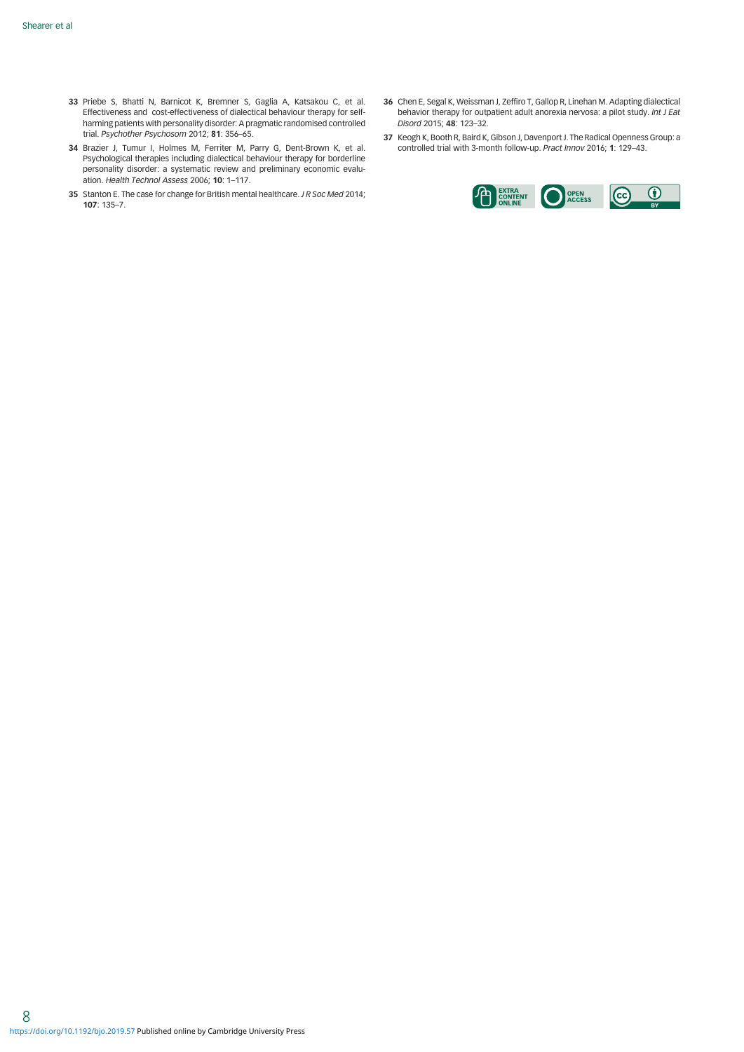33 Priebe S, Bhatti N, Barnicot K, Bremner S, Gaglia A, Katsakou C, et al. Effectiveness and cost-effectiveness of dialectical behaviour therapy for self-harming patients with personality disorder: A pragmatic randomised controlled trial. *Psychother Psychosom* 2012; **81**: 356–65.

34 Brazier J, Tumur I, Holmes M, Ferriter M, Parry G, Dent-Brown K, et al. Psychological therapies including dialectical behaviour therapy for borderline personality disorder: a systematic review and preliminary economic evaluation. *Health Technol Assess* 2006; **10**: 1–117.

35 Stanton E. The case for change for British mental healthcare. *J R Soc Med* 2014; **107**: 135–7.

36 Chen E, Segal K, Weissman J, Zeffiro T, Gallop R, Linehan M. Adapting dialectical behavior therapy for outpatient adult anorexia nervosa: a pilot study. *Int J Eat Disord* 2015; **48**: 123–32.

37 Keogh K, Booth R, Baird K, Gibson J, Davenport J. The Radical Openness Group: a controlled trial with 3-month follow-up. *Pract Innov* 2016; **1**: 129–43.

https://doi.org/10.1192/bjo.2019.57 Published online by Cambridge University Press